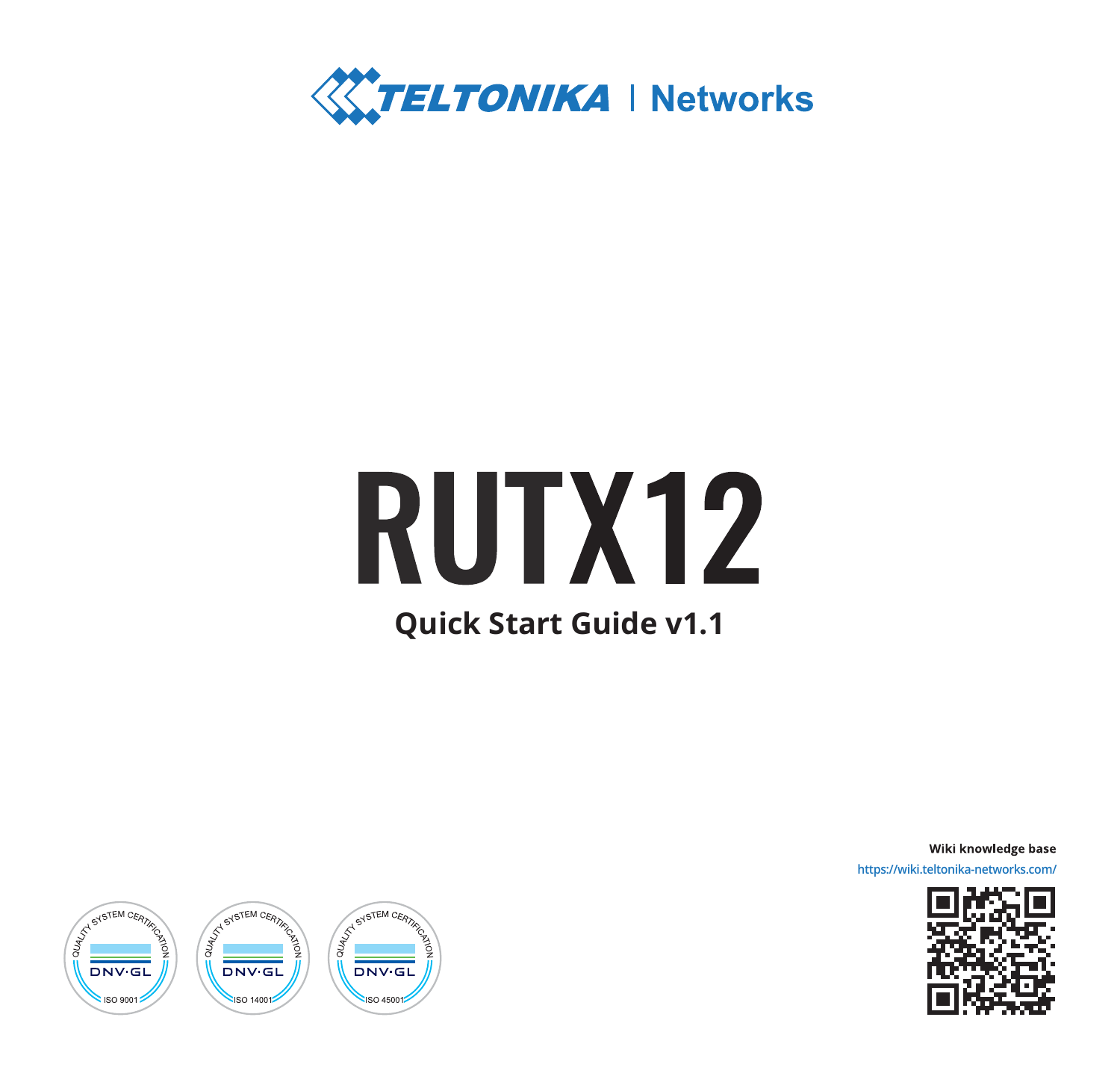TELTONIKA | Networks

# RUTX12

## Quick Start Guide v1.1

**Wiki knowledge base**

https://wiki.teltonika-networks.com/

QUALITY SYSTEM CERTIFICATION DNV·GL ISO 9001

QUALITY SYSTEM CERTIFICATION DNV·GL ISO 14001

QUALITY SYSTEM CERTIFICATION DNV·GL ISO 45001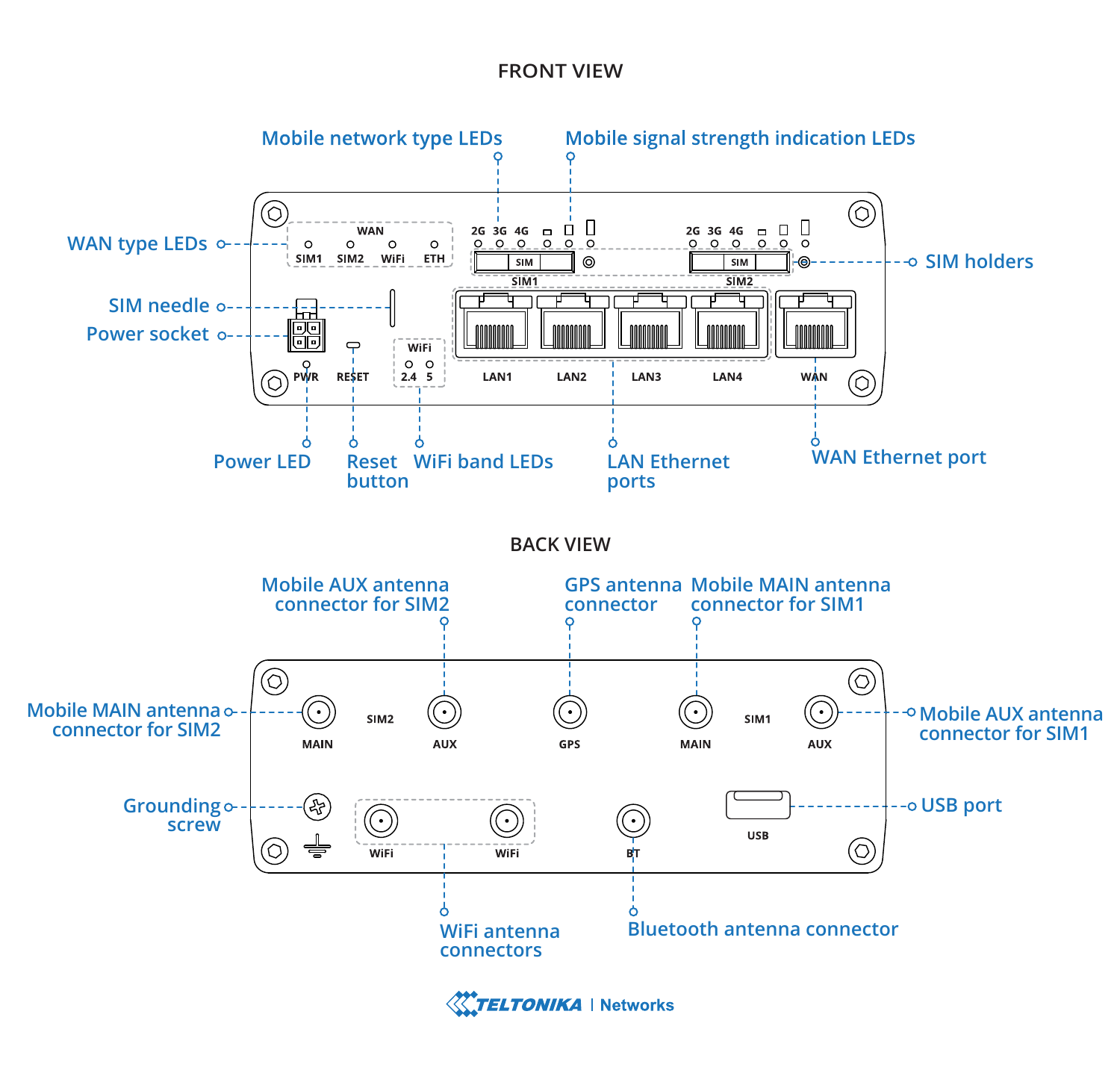## FRONT VIEW

- Mobile network type LEDs
- Mobile signal strength indication LEDs
- WAN type LEDs
- SIM holders
- SIM needle
- Power socket
- Power LED
- Reset button
- WiFi band LEDs
- LAN Ethernet ports
- WAN Ethernet port

## BACK VIEW

- Mobile AUX antenna connector for SIM2
- GPS antenna connector
- Mobile MAIN antenna connector for SIM1
- Mobile MAIN antenna connector for SIM2
- Mobile AUX antenna connector for SIM1
- Grounding screw
- USB port
- WiFi antenna connectors
- Bluetooth antenna connector

TELTONIKA | Networks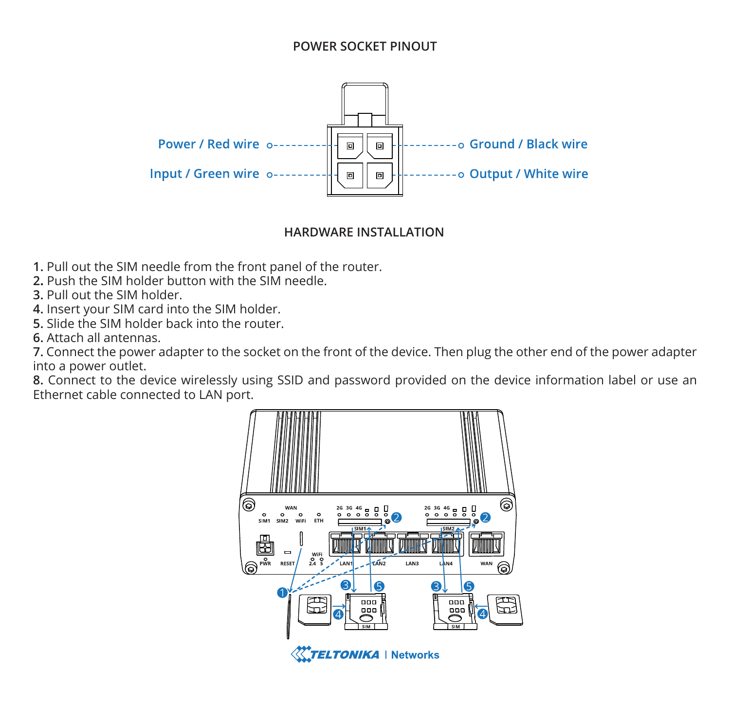## POWER SOCKET PINOUT

- Power / Red wire
- Ground / Black wire
- Input / Green wire
- Output / White wire

## HARDWARE INSTALLATION

**1.** Pull out the SIM needle from the front panel of the router.
**2.** Push the SIM holder button with the SIM needle.
**3.** Pull out the SIM holder.
**4.** Insert your SIM card into the SIM holder.
**5.** Slide the SIM holder back into the router.
**6.** Attach all antennas.
**7.** Connect the power adapter to the socket on the front of the device. Then plug the other end of the power adapter into a power outlet.
**8.** Connect to the device wirelessly using SSID and password provided on the device information label or use an Ethernet cable connected to LAN port.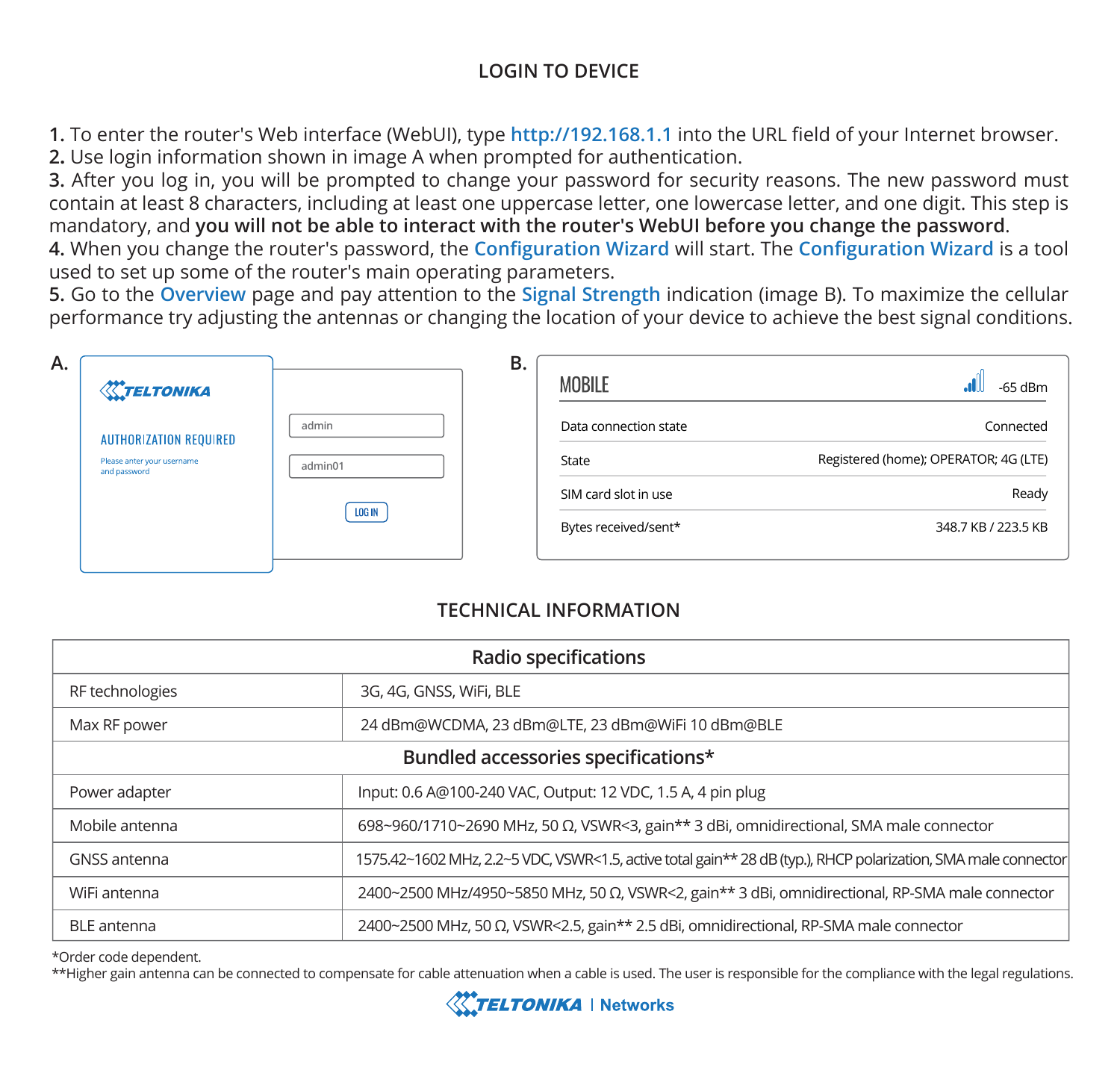## LOGIN TO DEVICE

**1.** To enter the router's Web interface (WebUI), type **http://192.168.1.1** into the URL field of your Internet browser.
**2.** Use login information shown in image A when prompted for authentication.
**3.** After you log in, you will be prompted to change your password for security reasons. The new password must contain at least 8 characters, including at least one uppercase letter, one lowercase letter, and one digit. This step is mandatory, and **you will not be able to interact with the router's WebUI before you change the password**.
**4.** When you change the router's password, the **Configuration Wizard** will start. The **Configuration Wizard** is a tool used to set up some of the router's main operating parameters.
**5.** Go to the **Overview** page and pay attention to the **Signal Strength** indication (image B). To maximize the cellular performance try adjusting the antennas or changing the location of your device to achieve the best signal conditions.

**A.**

TELTONIKA

AUTHORIZATION REQUIRED

Please anter your username and password

admin

admin01

LOG IN

**B.**

MOBILE -65 dBm

| | |
|---|---|
| Data connection state | Connected |
| State | Registered (home); OPERATOR; 4G (LTE) |
| SIM card slot in use | Ready |
| Bytes received/sent* | 348.7 KB / 223.5 KB |

## TECHNICAL INFORMATION

| Radio specifications | |
|---|---|
| RF technologies | 3G, 4G, GNSS, WiFi, BLE |
| Max RF power | 24 dBm@WCDMA, 23 dBm@LTE, 23 dBm@WiFi 10 dBm@BLE |
| **Bundled accessories specifications*** | |
| Power adapter | Input: 0.6 A@100-240 VAC, Output: 12 VDC, 1.5 A, 4 pin plug |
| Mobile antenna | 698~960/1710~2690 MHz, 50 Ω, VSWR<3, gain** 3 dBi, omnidirectional, SMA male connector |
| GNSS antenna | 1575.42~1602 MHz, 2.2~5 VDC, VSWR<1.5, active total gain** 28 dB (typ.), RHCP polarization, SMA male connector |
| WiFi antenna | 2400~2500 MHz/4950~5850 MHz, 50 Ω, VSWR<2, gain** 3 dBi, omnidirectional, RP-SMA male connector |
| BLE antenna | 2400~2500 MHz, 50 Ω, VSWR<2.5, gain** 2.5 dBi, omnidirectional, RP-SMA male connector |

*Order code dependent.
**Higher gain antenna can be connected to compensate for cable attenuation when a cable is used. The user is responsible for the compliance with the legal regulations.

TELTONIKA | Networks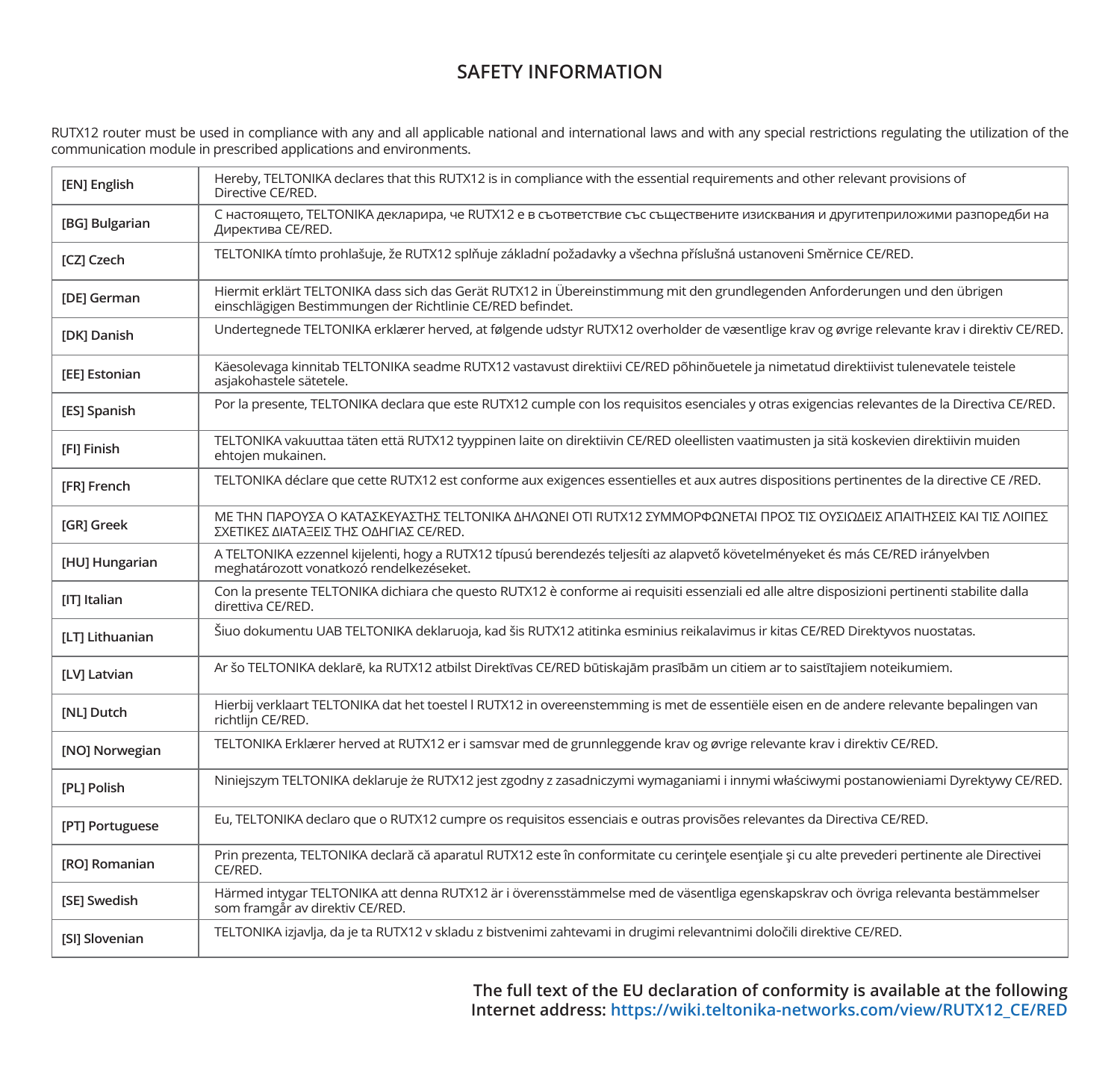# SAFETY INFORMATION

RUTX12 router must be used in compliance with any and all applicable national and international laws and with any special restrictions regulating the utilization of the communication module in prescribed applications and environments.

| Language | Declaration |
|---|---|
| **[EN] English** | Hereby, TELTONIKA declares that this RUTX12 is in compliance with the essential requirements and other relevant provisions of Directive CE/RED. |
| **[BG] Bulgarian** | С настоящето, TELTONIKA декларира, че RUTX12 е в съответствие със съществените изисквания и другитеприложими разпоредби на Директива CE/RED. |
| **[CZ] Czech** | TELTONIKA tímto prohlašuje, že RUTX12 splňuje základní požadavky a všechna příslušná ustanoveni Směrnice CE/RED. |
| **[DE] German** | Hiermit erklärt TELTONIKA dass sich das Gerät RUTX12 in Übereinstimmung mit den grundlegenden Anforderungen und den übrigen einschlägigen Bestimmungen der Richtlinie CE/RED befindet. |
| **[DK] Danish** | Undertegnede TELTONIKA erklærer herved, at følgende udstyr RUTX12 overholder de væsentlige krav og øvrige relevante krav i direktiv CE/RED. |
| **[EE] Estonian** | Käesolevaga kinnitab TELTONIKA seadme RUTX12 vastavust direktiivi CE/RED põhinõuetele ja nimetatud direktiivist tulenevatele teistele asjakohastele sätetele. |
| **[ES] Spanish** | Por la presente, TELTONIKA declara que este RUTX12 cumple con los requisitos esenciales y otras exigencias relevantes de la Directiva CE/RED. |
| **[FI] Finish** | TELTONIKA vakuuttaa täten että RUTX12 tyyppinen laite on direktiivin CE/RED oleellisten vaatimusten ja sitä koskevien direktiivin muiden ehtojen mukainen. |
| **[FR] French** | TELTONIKA déclare que cette RUTX12 est conforme aux exigences essentielles et aux autres dispositions pertinentes de la directive CE /RED. |
| **[GR] Greek** | ΜΕ ΤΗΝ ΠΑΡΟΥΣΑ Ο ΚΑΤΑΣΚΕΥΑΣΤΗΣ TELTONIKA ΔΗΛΩΝΕΙ ΟΤΙ RUTX12 ΣΥΜΜΟΡΦΩΝΕΤΑΙ ΠΡΟΣ ΤΙΣ ΟΥΣΙΩΔΕΙΣ ΑΠΑΙΤΗΣΕΙΣ ΚΑΙ ΤΙΣ ΛΟΙΠΕΣ ΣΧΕΤΙΚΕΣ ΔΙΑΤΑΞΕΙΣ ΤΗΣ ΟΔΗΓΙΑΣ CE/RED. |
| **[HU] Hungarian** | A TELTONIKA ezzennel kijelenti, hogy a RUTX12 típusú berendezés teljesíti az alapvető követelményeket és más CE/RED irányelvben meghatározott vonatkozó rendelkezéseket. |
| **[IT] Italian** | Con la presente TELTONIKA dichiara che questo RUTX12 è conforme ai requisiti essenziali ed alle altre disposizioni pertinenti stabilite dalla direttiva CE/RED. |
| **[LT] Lithuanian** | Šiuo dokumentu UAB TELTONIKA deklaruoja, kad šis RUTX12 atitinka esminius reikalavimus ir kitas CE/RED Direktyvos nuostatas. |
| **[LV] Latvian** | Ar šo TELTONIKA deklarē, ka RUTX12 atbilst Direktīvas CE/RED būtiskajām prasībām un citiem ar to saistītajiem noteikumiem. |
| **[NL] Dutch** | Hierbij verklaart TELTONIKA dat het toestel l RUTX12 in overeenstemming is met de essentiële eisen en de andere relevante bepalingen van richtlijn CE/RED. |
| **[NO] Norwegian** | TELTONIKA Erklærer herved at RUTX12 er i samsvar med de grunnleggende krav og øvrige relevante krav i direktiv CE/RED. |
| **[PL] Polish** | Niniejszym TELTONIKA deklaruje że RUTX12 jest zgodny z zasadniczymi wymaganiami i innymi właściwymi postanowieniami Dyrektywy CE/RED. |
| **[PT] Portuguese** | Eu, TELTONIKA declaro que o RUTX12 cumpre os requisitos essenciais e outras provisões relevantes da Directiva CE/RED. |
| **[RO] Romanian** | Prin prezenta, TELTONIKA declară că aparatul RUTX12 este în conformitate cu cerinţele esenţiale şi cu alte prevederi pertinente ale Directivei CE/RED. |
| **[SE] Swedish** | Härmed intygar TELTONIKA att denna RUTX12 är i överensstämmelse med de väsentliga egenskapskrav och övriga relevanta bestämmelser som framgår av direktiv CE/RED. |
| **[SI] Slovenian** | TELTONIKA izjavlja, da je ta RUTX12 v skladu z bistvenimi zahtevami in drugimi relevantnimi določili direktive CE/RED. |

**The full text of the EU declaration of conformity is available at the following Internet address: https://wiki.teltonika-networks.com/view/RUTX12_CE/RED**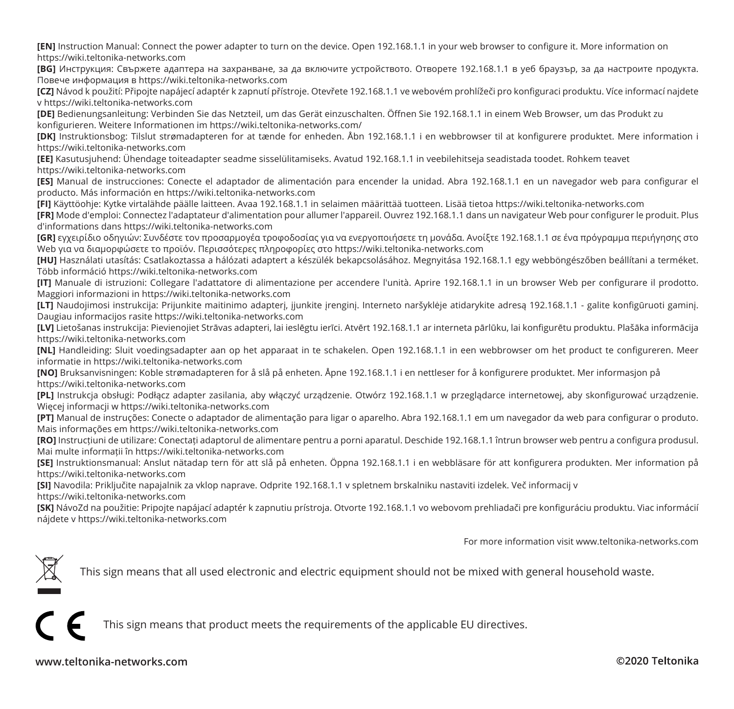**[EN]** Instruction Manual: Connect the power adapter to turn on the device. Open 192.168.1.1 in your web browser to configure it. More information on https://wiki.teltonika-networks.com

**[BG]** Инструкция: Свържете адаптера на захранване, за да включите устройството. Отворете 192.168.1.1 в уеб браузър, за да настроите продукта. Повече информация в https://wiki.teltonika-networks.com

**[CZ]** Návod k použití: Připojte napájecí adaptér k zapnutí přístroje. Otevřete 192.168.1.1 ve webovém prohlížeči pro konfiguraci produktu. Více informací najdete v https://wiki.teltonika-networks.com

**[DE]** Bedienungsanleitung: Verbinden Sie das Netzteil, um das Gerät einzuschalten. Öffnen Sie 192.168.1.1 in einem Web Browser, um das Produkt zu konfigurieren. Weitere Informationen im https://wiki.teltonika-networks.com/

**[DK]** Instruktionsbog: Tilslut strømadapteren for at tænde for enheden. Åbn 192.168.1.1 i en webbrowser til at konfigurere produktet. Mere information i https://wiki.teltonika-networks.com

**[EE]** Kasutusjuhend: Ühendage toiteadapter seadme sisselülitamiseks. Avatud 192.168.1.1 in veebilehitseja seadistada toodet. Rohkem teavet https://wiki.teltonika-networks.com

**[ES]** Manual de instrucciones: Conecte el adaptador de alimentación para encender la unidad. Abra 192.168.1.1 en un navegador web para configurar el producto. Más información en https://wiki.teltonika-networks.com

**[FI]** Käyttöohje: Kytke virtalähde päälle laitteen. Avaa 192.168.1.1 in selaimen määrittää tuotteen. Lisää tietoa https://wiki.teltonika-networks.com

**[FR]** Mode d'emploi: Connectez l'adaptateur d'alimentation pour allumer l'appareil. Ouvrez 192.168.1.1 dans un navigateur Web pour configurer le produit. Plus d'informations dans https://wiki.teltonika-networks.com

**[GR]** εγχειρίδιο οδηγιών: Συνδέστε τον προσαρμογέα τροφοδοσίας για να ενεργοποιήσετε τη μονάδα. Ανοίξτε 192.168.1.1 σε ένα πρόγραμμα περιήγησης στο Web για να διαμορφώσετε το προϊόν. Περισσότερες πληροφορίες στο https://wiki.teltonika-networks.com

**[HU]** Használati utasítás: Csatlakoztassa a hálózati adaptert a készülék bekapcsolásához. Megnyitása 192.168.1.1 egy webböngészőben beállítani a terméket. Több információ https://wiki.teltonika-networks.com

**[IT]** Manuale di istruzioni: Collegare l'adattatore di alimentazione per accendere l'unità. Aprire 192.168.1.1 in un browser Web per configurare il prodotto. Maggiori informazioni in https://wiki.teltonika-networks.com

**[LT]** Naudojimosi instrukcija: Prijunkite maitinimo adapterį, įjunkite įrenginį. Interneto naršyklėje atidarykite adresą 192.168.1.1 - galite konfigūruoti gaminį. Daugiau informacijos rasite https://wiki.teltonika-networks.com

**[LV]** Lietošanas instrukcija: Pievienojiet Strāvas adapteri, lai ieslēgtu ierīci. Atvērt 192.168.1.1 ar interneta pārlūku, lai konfigurētu produktu. Plašāka informācija https://wiki.teltonika-networks.com

**[NL]** Handleiding: Sluit voedingsadapter aan op het apparaat in te schakelen. Open 192.168.1.1 in een webbrowser om het product te configureren. Meer informatie in https://wiki.teltonika-networks.com

**[NO]** Bruksanvisningen: Koble strømadapteren for å slå på enheten. Åpne 192.168.1.1 i en nettleser for å konfigurere produktet. Mer informasjon på https://wiki.teltonika-networks.com

**[PL]** Instrukcja obsługi: Podłącz adapter zasilania, aby włączyć urządzenie. Otwórz 192.168.1.1 w przeglądarce internetowej, aby skonfigurować urządzenie. Więcej informacji w https://wiki.teltonika-networks.com

**[PT]** Manual de instruções: Conecte o adaptador de alimentação para ligar o aparelho. Abra 192.168.1.1 em um navegador da web para configurar o produto. Mais informações em https://wiki.teltonika-networks.com

**[RO]** Instrucțiuni de utilizare: Conectați adaptorul de alimentare pentru a porni aparatul. Deschide 192.168.1.1 întrun browser web pentru a configura produsul. Mai multe informații în https://wiki.teltonika-networks.com

**[SE]** Instruktionsmanual: Anslut nätadap tern för att slå på enheten. Öppna 192.168.1.1 i en webbläsare för att konfigurera produkten. Mer information på https://wiki.teltonika-networks.com

**[SI]** Navodila: Priključite napajalnik za vklop naprave. Odprite 192.168.1.1 v spletnem brskalniku nastaviti izdelek. Več informacij v https://wiki.teltonika-networks.com

**[SK]** NávoZd na použitie: Pripojte napájací adaptér k zapnutiu prístroja. Otvorte 192.168.1.1 vo webovom prehliadači pre konfiguráciu produktu. Viac informácií nájdete v https://wiki.teltonika-networks.com

For more information visit www.teltonika-networks.com

This sign means that all used electronic and electric equipment should not be mixed with general household waste.

CE

This sign means that product meets the requirements of the applicable EU directives.

**www.teltonika-networks.com** **©2020 Teltonika**